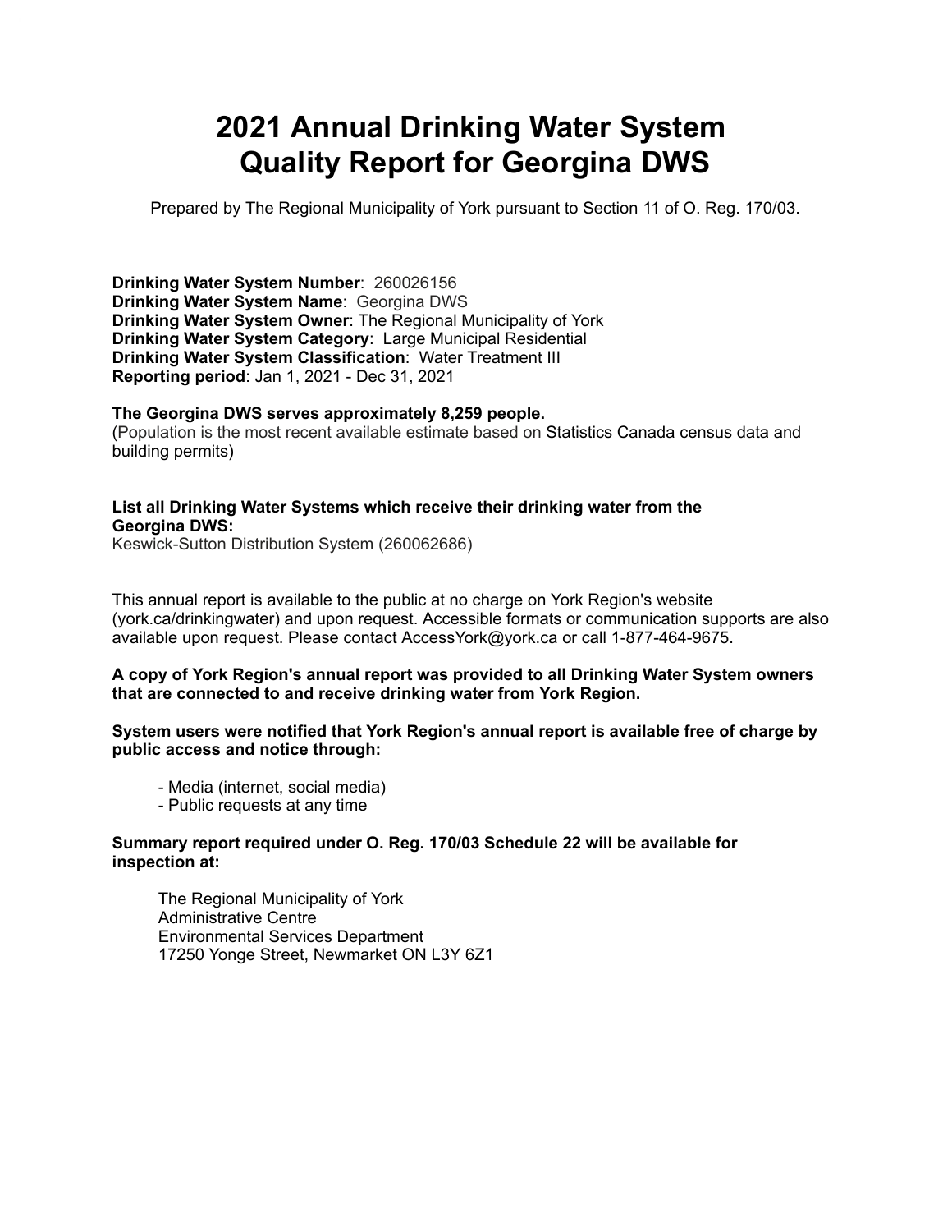# 2021 Annual Drinking Water System Quality Report for Georgina DWS

Prepared by The Regional Municipality of York pursuant to Section 11 of O. Reg. 170/03.

**Drinking Water System Number**: 260026156
**Drinking Water System Name**: Georgina DWS
**Drinking Water System Owner**: The Regional Municipality of York
**Drinking Water System Category**: Large Municipal Residential
**Drinking Water System Classification**: Water Treatment III
**Reporting period**: Jan 1, 2021 - Dec 31, 2021

**The Georgina DWS serves approximately 8,259 people.**
(Population is the most recent available estimate based on Statistics Canada census data and building permits)

**List all Drinking Water Systems which receive their drinking water from the Georgina DWS:**
Keswick-Sutton Distribution System (260062686)

This annual report is available to the public at no charge on York Region's website (york.ca/drinkingwater) and upon request. Accessible formats or communication supports are also available upon request. Please contact AccessYork@york.ca or call 1-877-464-9675.

**A copy of York Region's annual report was provided to all Drinking Water System owners that are connected to and receive drinking water from York Region.**

**System users were notified that York Region's annual report is available free of charge by public access and notice through:**

- Media (internet, social media)
- Public requests at any time

**Summary report required under O. Reg. 170/03 Schedule 22 will be available for inspection at:**

The Regional Municipality of York
Administrative Centre
Environmental Services Department
17250 Yonge Street, Newmarket ON L3Y 6Z1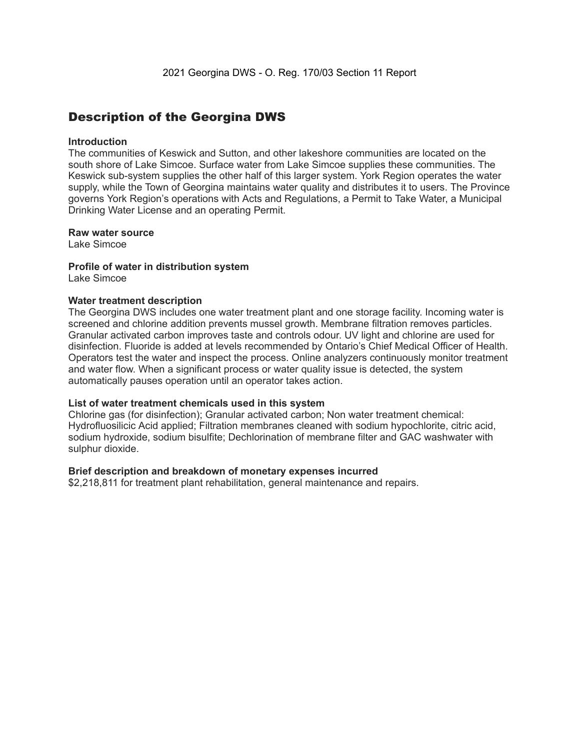2021 Georgina DWS - O. Reg. 170/03 Section 11 Report

## Description of the Georgina DWS

**Introduction**

The communities of Keswick and Sutton, and other lakeshore communities are located on the south shore of Lake Simcoe. Surface water from Lake Simcoe supplies these communities. The Keswick sub-system supplies the other half of this larger system. York Region operates the water supply, while the Town of Georgina maintains water quality and distributes it to users. The Province governs York Region's operations with Acts and Regulations, a Permit to Take Water, a Municipal Drinking Water License and an operating Permit.

**Raw water source**

Lake Simcoe

**Profile of water in distribution system**

Lake Simcoe

**Water treatment description**

The Georgina DWS includes one water treatment plant and one storage facility. Incoming water is screened and chlorine addition prevents mussel growth. Membrane filtration removes particles. Granular activated carbon improves taste and controls odour. UV light and chlorine are used for disinfection. Fluoride is added at levels recommended by Ontario's Chief Medical Officer of Health. Operators test the water and inspect the process. Online analyzers continuously monitor treatment and water flow. When a significant process or water quality issue is detected, the system automatically pauses operation until an operator takes action.

**List of water treatment chemicals used in this system**

Chlorine gas (for disinfection); Granular activated carbon; Non water treatment chemical: Hydrofluosilicic Acid applied; Filtration membranes cleaned with sodium hypochlorite, citric acid, sodium hydroxide, sodium bisulfite; Dechlorination of membrane filter and GAC washwater with sulphur dioxide.

**Brief description and breakdown of monetary expenses incurred**

$2,218,811 for treatment plant rehabilitation, general maintenance and repairs.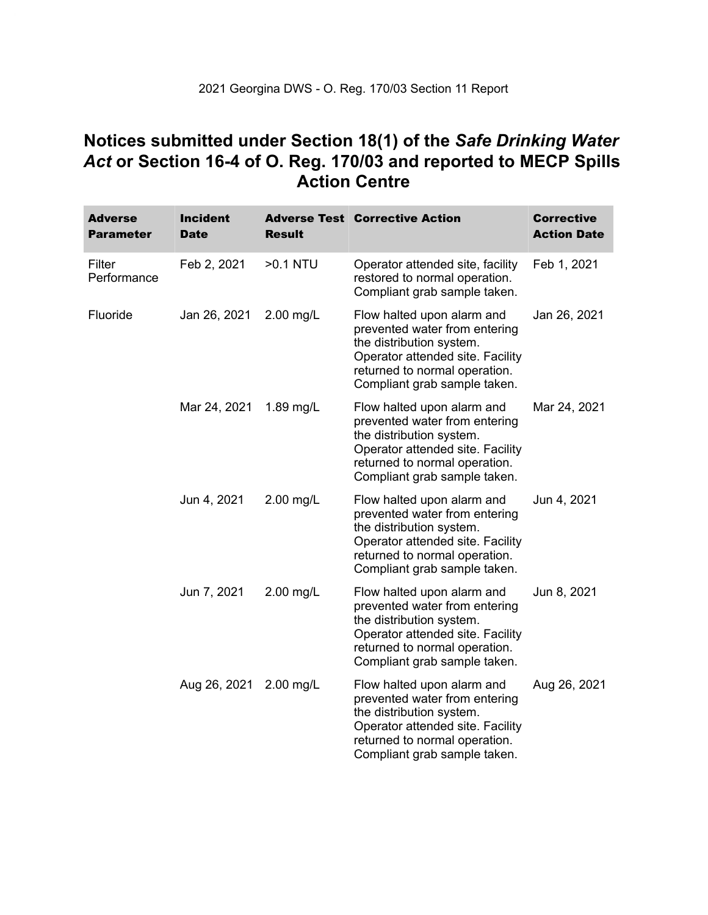# Notices submitted under Section 18(1) of the *Safe Drinking Water Act* or Section 16-4 of O. Reg. 170/03 and reported to MECP Spills Action Centre

| Adverse Parameter | Incident Date | Adverse Test Result | Corrective Action | Corrective Action Date |
|---|---|---|---|---|
| Filter Performance | Feb 2, 2021 | >0.1 NTU | Operator attended site, facility restored to normal operation. Compliant grab sample taken. | Feb 1, 2021 |
| Fluoride | Jan 26, 2021 | 2.00 mg/L | Flow halted upon alarm and prevented water from entering the distribution system. Operator attended site. Facility returned to normal operation. Compliant grab sample taken. | Jan 26, 2021 |
| | Mar 24, 2021 | 1.89 mg/L | Flow halted upon alarm and prevented water from entering the distribution system. Operator attended site. Facility returned to normal operation. Compliant grab sample taken. | Mar 24, 2021 |
| | Jun 4, 2021 | 2.00 mg/L | Flow halted upon alarm and prevented water from entering the distribution system. Operator attended site. Facility returned to normal operation. Compliant grab sample taken. | Jun 4, 2021 |
| | Jun 7, 2021 | 2.00 mg/L | Flow halted upon alarm and prevented water from entering the distribution system. Operator attended site. Facility returned to normal operation. Compliant grab sample taken. | Jun 8, 2021 |
| | Aug 26, 2021 | 2.00 mg/L | Flow halted upon alarm and prevented water from entering the distribution system. Operator attended site. Facility returned to normal operation. Compliant grab sample taken. | Aug 26, 2021 |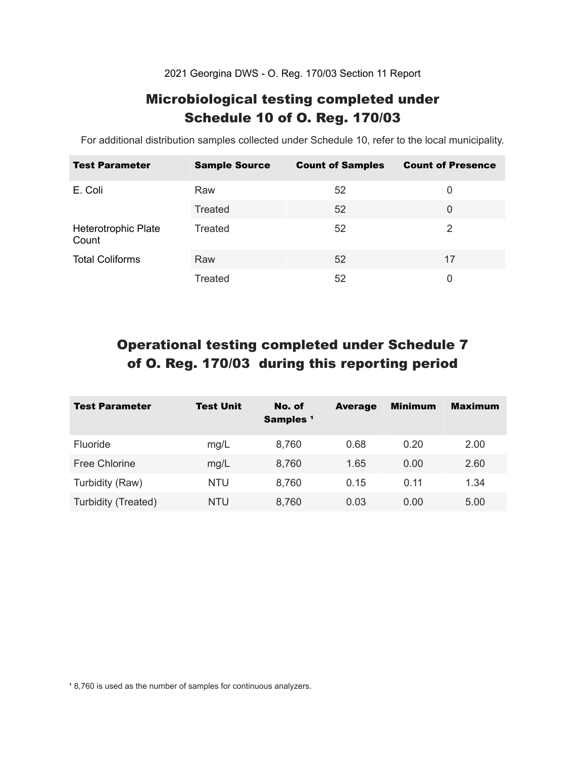2021 Georgina DWS - O. Reg. 170/03 Section 11 Report

## Microbiological testing completed under Schedule 10 of O. Reg. 170/03

For additional distribution samples collected under Schedule 10, refer to the local municipality.

| Test Parameter | Sample Source | Count of Samples | Count of Presence |
|---|---|---|---|
| E. Coli | Raw | 52 | 0 |
| | Treated | 52 | 0 |
| Heterotrophic Plate Count | Treated | 52 | 2 |
| Total Coliforms | Raw | 52 | 17 |
| | Treated | 52 | 0 |

## Operational testing completed under Schedule 7 of O. Reg. 170/03 during this reporting period

| Test Parameter | Test Unit | No. of Samples [1] | Average | Minimum | Maximum |
|---|---|---|---|---|---|
| Fluoride | mg/L | 8,760 | 0.68 | 0.20 | 2.00 |
| Free Chlorine | mg/L | 8,760 | 1.65 | 0.00 | 2.60 |
| Turbidity (Raw) | NTU | 8,760 | 0.15 | 0.11 | 1.34 |
| Turbidity (Treated) | NTU | 8,760 | 0.03 | 0.00 | 5.00 |

[1] 8,760 is used as the number of samples for continuous analyzers.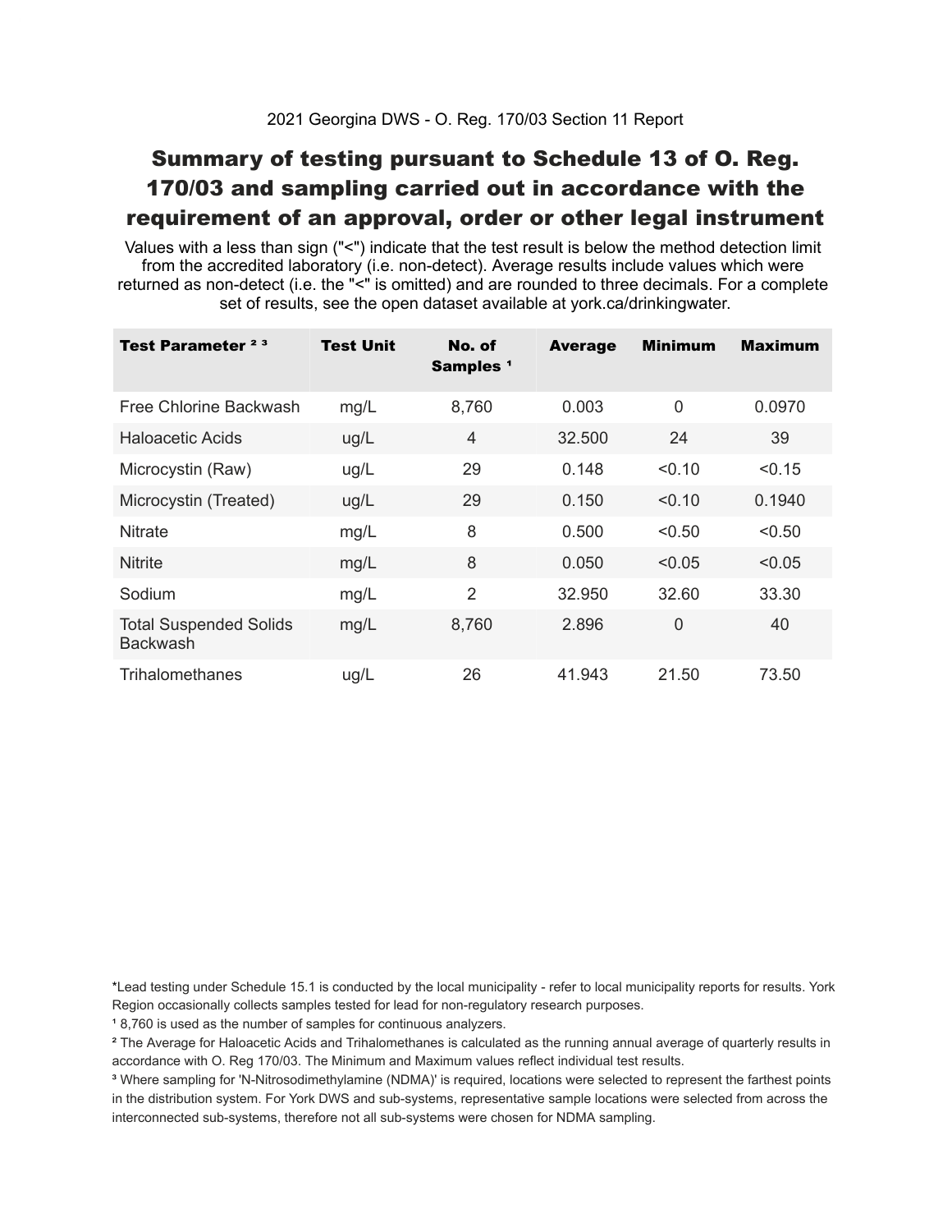2021 Georgina DWS - O. Reg. 170/03 Section 11 Report

# Summary of testing pursuant to Schedule 13 of O. Reg. 170/03 and sampling carried out in accordance with the requirement of an approval, order or other legal instrument

Values with a less than sign ("<") indicate that the test result is below the method detection limit from the accredited laboratory (i.e. non-detect). Average results include values which were returned as non-detect (i.e. the "<" is omitted) and are rounded to three decimals. For a complete set of results, see the open dataset available at york.ca/drinkingwater.

| Test Parameter [2] [3] | Test Unit | No. of Samples [1] | Average | Minimum | Maximum |
|---|---|---|---|---|---|
| Free Chlorine Backwash | mg/L | 8,760 | 0.003 | 0 | 0.0970 |
| Haloacetic Acids | ug/L | 4 | 32.500 | 24 | 39 |
| Microcystin (Raw) | ug/L | 29 | 0.148 | <0.10 | <0.15 |
| Microcystin (Treated) | ug/L | 29 | 0.150 | <0.10 | 0.1940 |
| Nitrate | mg/L | 8 | 0.500 | <0.50 | <0.50 |
| Nitrite | mg/L | 8 | 0.050 | <0.05 | <0.05 |
| Sodium | mg/L | 2 | 32.950 | 32.60 | 33.30 |
| Total Suspended Solids Backwash | mg/L | 8,760 | 2.896 | 0 | 40 |
| Trihalomethanes | ug/L | 26 | 41.943 | 21.50 | 73.50 |

*Lead testing under Schedule 15.1 is conducted by the local municipality - refer to local municipality reports for results. York Region occasionally collects samples tested for lead for non-regulatory research purposes.

[1] 8,760 is used as the number of samples for continuous analyzers.

[2] The Average for Haloacetic Acids and Trihalomethanes is calculated as the running annual average of quarterly results in accordance with O. Reg 170/03. The Minimum and Maximum values reflect individual test results.

[3] Where sampling for 'N-Nitrosodimethylamine (NDMA)' is required, locations were selected to represent the farthest points in the distribution system. For York DWS and sub-systems, representative sample locations were selected from across the interconnected sub-systems, therefore not all sub-systems were chosen for NDMA sampling.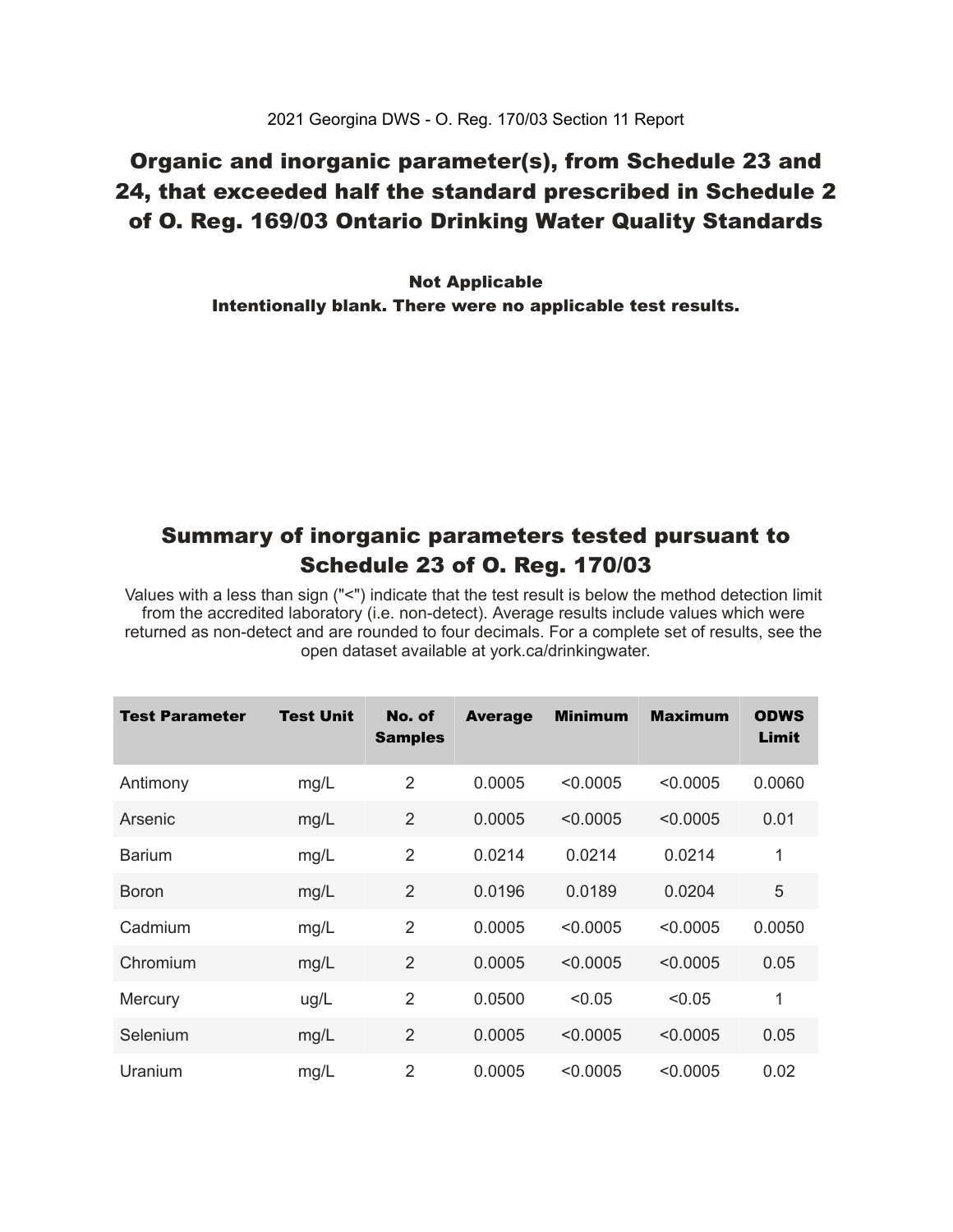2021 Georgina DWS - O. Reg. 170/03 Section 11 Report

## Organic and inorganic parameter(s), from Schedule 23 and 24, that exceeded half the standard prescribed in Schedule 2 of O. Reg. 169/03 Ontario Drinking Water Quality Standards

**Not Applicable**
**Intentionally blank. There were no applicable test results.**

## Summary of inorganic parameters tested pursuant to Schedule 23 of O. Reg. 170/03

Values with a less than sign ("<") indicate that the test result is below the method detection limit from the accredited laboratory (i.e. non-detect). Average results include values which were returned as non-detect and are rounded to four decimals. For a complete set of results, see the open dataset available at york.ca/drinkingwater.

| Test Parameter | Test Unit | No. of Samples | Average | Minimum | Maximum | ODWS Limit |
|---|---|---|---|---|---|---|
| Antimony | mg/L | 2 | 0.0005 | <0.0005 | <0.0005 | 0.0060 |
| Arsenic | mg/L | 2 | 0.0005 | <0.0005 | <0.0005 | 0.01 |
| Barium | mg/L | 2 | 0.0214 | 0.0214 | 0.0214 | 1 |
| Boron | mg/L | 2 | 0.0196 | 0.0189 | 0.0204 | 5 |
| Cadmium | mg/L | 2 | 0.0005 | <0.0005 | <0.0005 | 0.0050 |
| Chromium | mg/L | 2 | 0.0005 | <0.0005 | <0.0005 | 0.05 |
| Mercury | ug/L | 2 | 0.0500 | <0.05 | <0.05 | 1 |
| Selenium | mg/L | 2 | 0.0005 | <0.0005 | <0.0005 | 0.05 |
| Uranium | mg/L | 2 | 0.0005 | <0.0005 | <0.0005 | 0.02 |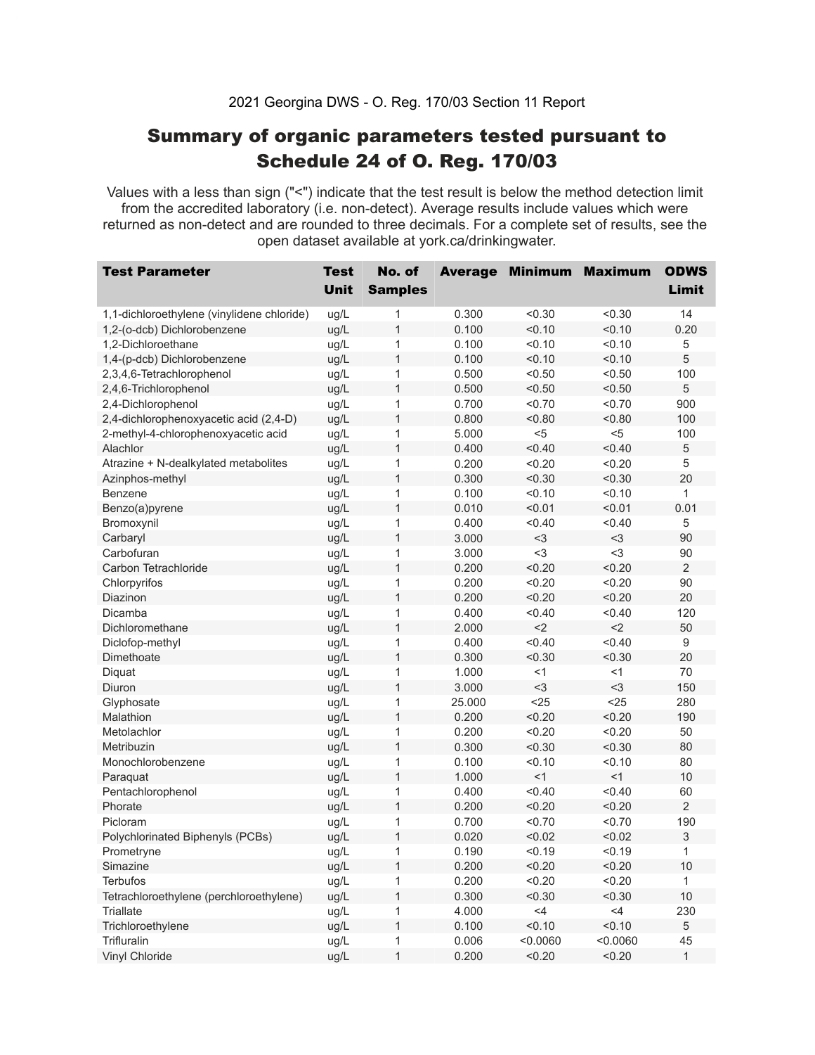2021 Georgina DWS - O. Reg. 170/03 Section 11 Report

# Summary of organic parameters tested pursuant to Schedule 24 of O. Reg. 170/03

Values with a less than sign ("<") indicate that the test result is below the method detection limit from the accredited laboratory (i.e. non-detect). Average results include values which were returned as non-detect and are rounded to three decimals. For a complete set of results, see the open dataset available at york.ca/drinkingwater.

| Test Parameter | Test Unit | No. of Samples | Average | Minimum | Maximum | ODWS Limit |
|---|---|---|---|---|---|---|
| 1,1-dichloroethylene (vinylidene chloride) | ug/L | 1 | 0.300 | <0.30 | <0.30 | 14 |
| 1,2-(o-dcb) Dichlorobenzene | ug/L | 1 | 0.100 | <0.10 | <0.10 | 0.20 |
| 1,2-Dichloroethane | ug/L | 1 | 0.100 | <0.10 | <0.10 | 5 |
| 1,4-(p-dcb) Dichlorobenzene | ug/L | 1 | 0.100 | <0.10 | <0.10 | 5 |
| 2,3,4,6-Tetrachlorophenol | ug/L | 1 | 0.500 | <0.50 | <0.50 | 100 |
| 2,4,6-Trichlorophenol | ug/L | 1 | 0.500 | <0.50 | <0.50 | 5 |
| 2,4-Dichlorophenol | ug/L | 1 | 0.700 | <0.70 | <0.70 | 900 |
| 2,4-dichlorophenoxyacetic acid (2,4-D) | ug/L | 1 | 0.800 | <0.80 | <0.80 | 100 |
| 2-methyl-4-chlorophenoxyacetic acid | ug/L | 1 | 5.000 | <5 | <5 | 100 |
| Alachlor | ug/L | 1 | 0.400 | <0.40 | <0.40 | 5 |
| Atrazine + N-dealkylated metabolites | ug/L | 1 | 0.200 | <0.20 | <0.20 | 5 |
| Azinphos-methyl | ug/L | 1 | 0.300 | <0.30 | <0.30 | 20 |
| Benzene | ug/L | 1 | 0.100 | <0.10 | <0.10 | 1 |
| Benzo(a)pyrene | ug/L | 1 | 0.010 | <0.01 | <0.01 | 0.01 |
| Bromoxynil | ug/L | 1 | 0.400 | <0.40 | <0.40 | 5 |
| Carbaryl | ug/L | 1 | 3.000 | <3 | <3 | 90 |
| Carbofuran | ug/L | 1 | 3.000 | <3 | <3 | 90 |
| Carbon Tetrachloride | ug/L | 1 | 0.200 | <0.20 | <0.20 | 2 |
| Chlorpyrifos | ug/L | 1 | 0.200 | <0.20 | <0.20 | 90 |
| Diazinon | ug/L | 1 | 0.200 | <0.20 | <0.20 | 20 |
| Dicamba | ug/L | 1 | 0.400 | <0.40 | <0.40 | 120 |
| Dichloromethane | ug/L | 1 | 2.000 | <2 | <2 | 50 |
| Diclofop-methyl | ug/L | 1 | 0.400 | <0.40 | <0.40 | 9 |
| Dimethoate | ug/L | 1 | 0.300 | <0.30 | <0.30 | 20 |
| Diquat | ug/L | 1 | 1.000 | <1 | <1 | 70 |
| Diuron | ug/L | 1 | 3.000 | <3 | <3 | 150 |
| Glyphosate | ug/L | 1 | 25.000 | <25 | <25 | 280 |
| Malathion | ug/L | 1 | 0.200 | <0.20 | <0.20 | 190 |
| Metolachlor | ug/L | 1 | 0.200 | <0.20 | <0.20 | 50 |
| Metribuzin | ug/L | 1 | 0.300 | <0.30 | <0.30 | 80 |
| Monochlorobenzene | ug/L | 1 | 0.100 | <0.10 | <0.10 | 80 |
| Paraquat | ug/L | 1 | 1.000 | <1 | <1 | 10 |
| Pentachlorophenol | ug/L | 1 | 0.400 | <0.40 | <0.40 | 60 |
| Phorate | ug/L | 1 | 0.200 | <0.20 | <0.20 | 2 |
| Picloram | ug/L | 1 | 0.700 | <0.70 | <0.70 | 190 |
| Polychlorinated Biphenyls (PCBs) | ug/L | 1 | 0.020 | <0.02 | <0.02 | 3 |
| Prometryne | ug/L | 1 | 0.190 | <0.19 | <0.19 | 1 |
| Simazine | ug/L | 1 | 0.200 | <0.20 | <0.20 | 10 |
| Terbufos | ug/L | 1 | 0.200 | <0.20 | <0.20 | 1 |
| Tetrachloroethylene (perchloroethylene) | ug/L | 1 | 0.300 | <0.30 | <0.30 | 10 |
| Triallate | ug/L | 1 | 4.000 | <4 | <4 | 230 |
| Trichloroethylene | ug/L | 1 | 0.100 | <0.10 | <0.10 | 5 |
| Trifluralin | ug/L | 1 | 0.006 | <0.0060 | <0.0060 | 45 |
| Vinyl Chloride | ug/L | 1 | 0.200 | <0.20 | <0.20 | 1 |